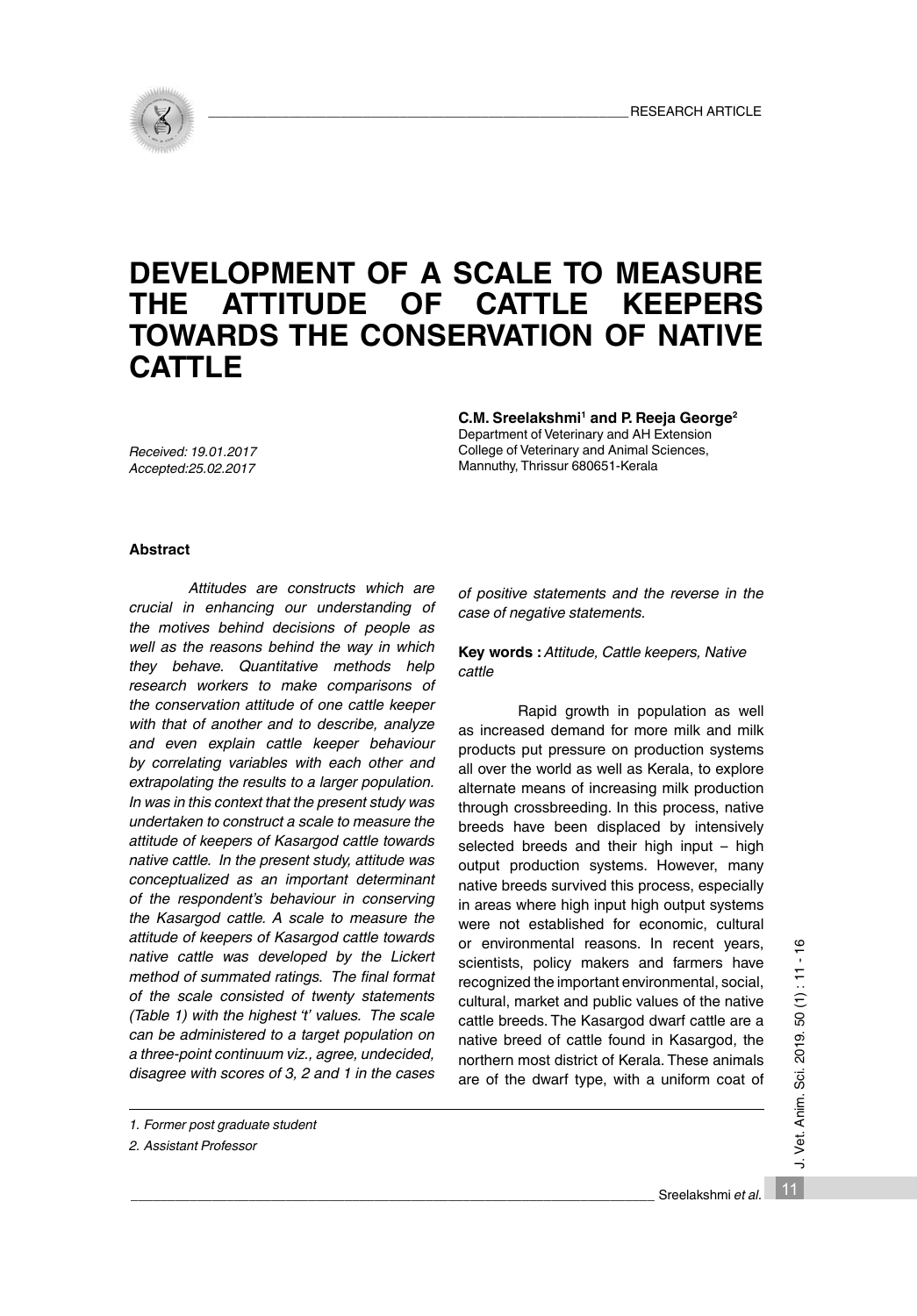RESEARCH ARTICLE

# DEVELOPMENT OF A SCALE TO MEASURE THE ATTITUDE OF CATTLE KEEPERS TOWARDS THE CONSERVATION OF NATIVE CATTLE

*Received: 19.01.2017*
*Accepted:25.02.2017*

**C.M. Sreelakshmi[1] and P. Reeja George[2]**
Department of Veterinary and AH Extension
College of Veterinary and Animal Sciences,
Mannuthy, Thrissur 680651-Kerala

### Abstract

*Attitudes are constructs which are crucial in enhancing our understanding of the motives behind decisions of people as well as the reasons behind the way in which they behave. Quantitative methods help research workers to make comparisons of the conservation attitude of one cattle keeper with that of another and to describe, analyze and even explain cattle keeper behaviour by correlating variables with each other and extrapolating the results to a larger population. In was in this context that the present study was undertaken to construct a scale to measure the attitude of keepers of Kasargod cattle towards native cattle. In the present study, attitude was conceptualized as an important determinant of the respondent's behaviour in conserving the Kasargod cattle. A scale to measure the attitude of keepers of Kasargod cattle towards native cattle was developed by the Lickert method of summated ratings. The final format of the scale consisted of twenty statements (Table 1) with the highest 't' values. The scale can be administered to a target population on a three-point continuum viz., agree, undecided, disagree with scores of 3, 2 and 1 in the cases of positive statements and the reverse in the case of negative statements.*

**Key words :** *Attitude, Cattle keepers, Native cattle*

Rapid growth in population as well as increased demand for more milk and milk products put pressure on production systems all over the world as well as Kerala, to explore alternate means of increasing milk production through crossbreeding. In this process, native breeds have been displaced by intensively selected breeds and their high input – high output production systems. However, many native breeds survived this process, especially in areas where high input high output systems were not established for economic, cultural or environmental reasons. In recent years, scientists, policy makers and farmers have recognized the important environmental, social, cultural, market and public values of the native cattle breeds. The Kasargod dwarf cattle are a native breed of cattle found in Kasargod, the northern most district of Kerala. These animals are of the dwarf type, with a uniform coat of

---

*1. Former post graduate student*

*2. Assistant Professor*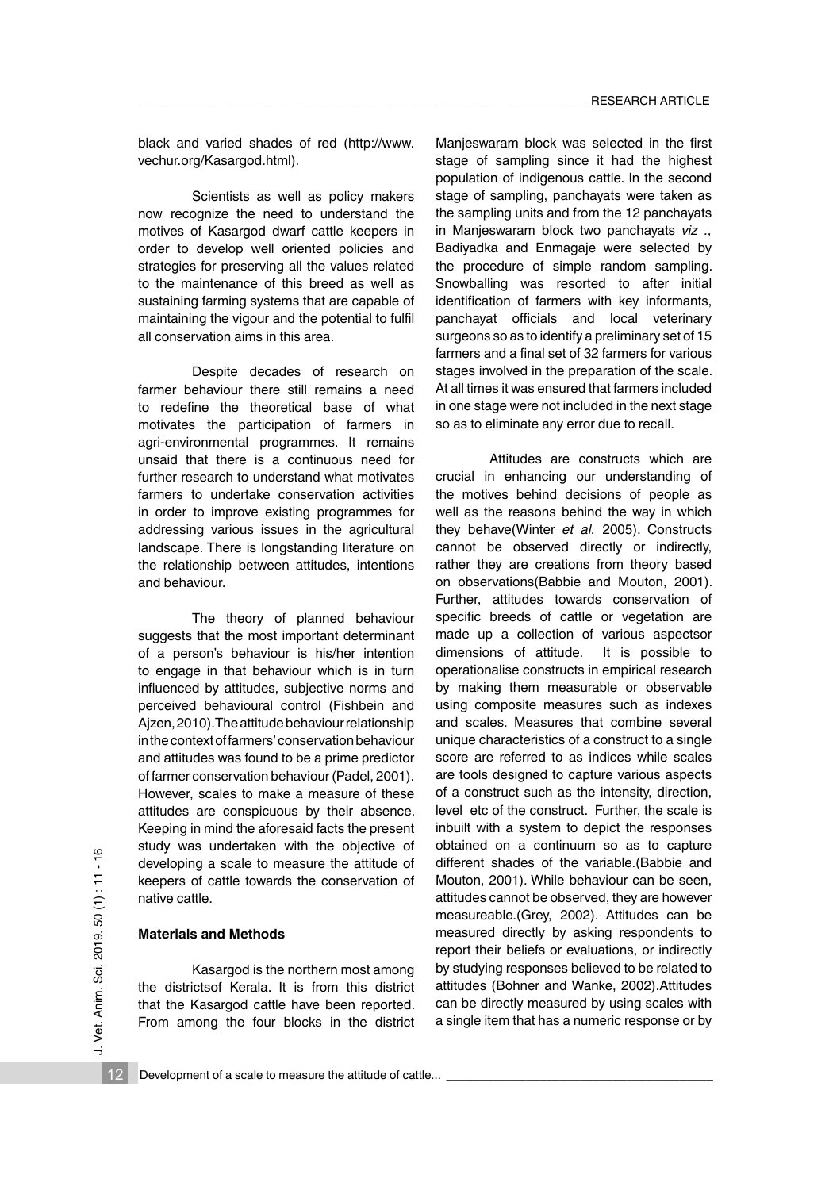black and varied shades of red (http://www.vechur.org/Kasargod.html).

Scientists as well as policy makers now recognize the need to understand the motives of Kasargod dwarf cattle keepers in order to develop well oriented policies and strategies for preserving all the values related to the maintenance of this breed as well as sustaining farming systems that are capable of maintaining the vigour and the potential to fulfil all conservation aims in this area.

Despite decades of research on farmer behaviour there still remains a need to redefine the theoretical base of what motivates the participation of farmers in agri-environmental programmes. It remains unsaid that there is a continuous need for further research to understand what motivates farmers to undertake conservation activities in order to improve existing programmes for addressing various issues in the agricultural landscape. There is longstanding literature on the relationship between attitudes, intentions and behaviour.

The theory of planned behaviour suggests that the most important determinant of a person's behaviour is his/her intention to engage in that behaviour which is in turn influenced by attitudes, subjective norms and perceived behavioural control (Fishbein and Ajzen, 2010). The attitude behaviour relationship in the context of farmers' conservation behaviour and attitudes was found to be a prime predictor of farmer conservation behaviour (Padel, 2001). However, scales to make a measure of these attitudes are conspicuous by their absence. Keeping in mind the aforesaid facts the present study was undertaken with the objective of developing a scale to measure the attitude of keepers of cattle towards the conservation of native cattle.

## Materials and Methods

Kasargod is the northern most among the districtsof Kerala. It is from this district that the Kasargod cattle have been reported. From among the four blocks in the district Manjeswaram block was selected in the first stage of sampling since it had the highest population of indigenous cattle. In the second stage of sampling, panchayats were taken as the sampling units and from the 12 panchayats in Manjeswaram block two panchayats *viz .,* Badiyadka and Enmagaje were selected by the procedure of simple random sampling. Snowballing was resorted to after initial identification of farmers with key informants, panchayat officials and local veterinary surgeons so as to identify a preliminary set of 15 farmers and a final set of 32 farmers for various stages involved in the preparation of the scale. At all times it was ensured that farmers included in one stage were not included in the next stage so as to eliminate any error due to recall.

Attitudes are constructs which are crucial in enhancing our understanding of the motives behind decisions of people as well as the reasons behind the way in which they behave(Winter *et al.* 2005). Constructs cannot be observed directly or indirectly, rather they are creations from theory based on observations(Babbie and Mouton, 2001). Further, attitudes towards conservation of specific breeds of cattle or vegetation are made up a collection of various aspectsor dimensions of attitude. It is possible to operationalise constructs in empirical research by making them measurable or observable using composite measures such as indexes and scales. Measures that combine several unique characteristics of a construct to a single score are referred to as indices while scales are tools designed to capture various aspects of a construct such as the intensity, direction, level etc of the construct. Further, the scale is inbuilt with a system to depict the responses obtained on a continuum so as to capture different shades of the variable.(Babbie and Mouton, 2001). While behaviour can be seen, attitudes cannot be observed, they are however measureable.(Grey, 2002). Attitudes can be measured directly by asking respondents to report their beliefs or evaluations, or indirectly by studying responses believed to be related to attitudes (Bohner and Wanke, 2002).Attitudes can be directly measured by using scales with a single item that has a numeric response or by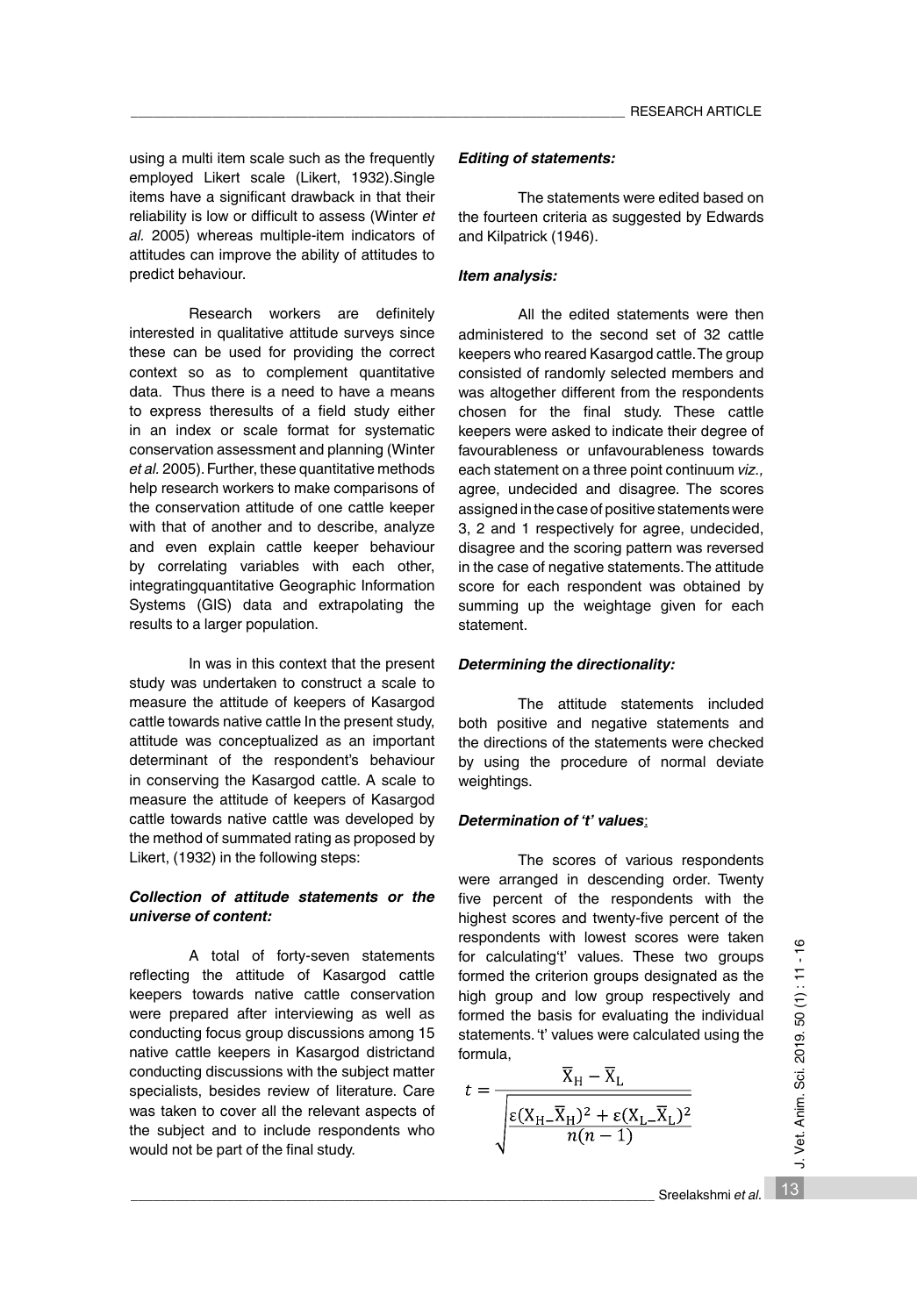using a multi item scale such as the frequently employed Likert scale (Likert, 1932).Single items have a significant drawback in that their reliability is low or difficult to assess (Winter *et al.* 2005) whereas multiple-item indicators of attitudes can improve the ability of attitudes to predict behaviour.

Research workers are definitely interested in qualitative attitude surveys since these can be used for providing the correct context so as to complement quantitative data. Thus there is a need to have a means to express theresults of a field study either in an index or scale format for systematic conservation assessment and planning (Winter *et al.* 2005). Further, these quantitative methods help research workers to make comparisons of the conservation attitude of one cattle keeper with that of another and to describe, analyze and even explain cattle keeper behaviour by correlating variables with each other, integratingquantitative Geographic Information Systems (GIS) data and extrapolating the results to a larger population.

In was in this context that the present study was undertaken to construct a scale to measure the attitude of keepers of Kasargod cattle towards native cattle In the present study, attitude was conceptualized as an important determinant of the respondent's behaviour in conserving the Kasargod cattle. A scale to measure the attitude of keepers of Kasargod cattle towards native cattle was developed by the method of summated rating as proposed by Likert, (1932) in the following steps:

### *Collection of attitude statements or the universe of content:*

A total of forty-seven statements reflecting the attitude of Kasargod cattle keepers towards native cattle conservation were prepared after interviewing as well as conducting focus group discussions among 15 native cattle keepers in Kasargod districtand conducting discussions with the subject matter specialists, besides review of literature. Care was taken to cover all the relevant aspects of the subject and to include respondents who would not be part of the final study.

### *Editing of statements:*

The statements were edited based on the fourteen criteria as suggested by Edwards and Kilpatrick (1946).

### *Item analysis:*

All the edited statements were then administered to the second set of 32 cattle keepers who reared Kasargod cattle. The group consisted of randomly selected members and was altogether different from the respondents chosen for the final study. These cattle keepers were asked to indicate their degree of favourableness or unfavourableness towards each statement on a three point continuum *viz.,* agree, undecided and disagree. The scores assigned in the case of positive statements were 3, 2 and 1 respectively for agree, undecided, disagree and the scoring pattern was reversed in the case of negative statements. The attitude score for each respondent was obtained by summing up the weightage given for each statement.

### *Determining the directionality:*

The attitude statements included both positive and negative statements and the directions of the statements were checked by using the procedure of normal deviate weightings.

### *Determination of 't' values:*

The scores of various respondents were arranged in descending order. Twenty five percent of the respondents with the highest scores and twenty-five percent of the respondents with lowest scores were taken for calculating't' values. These two groups formed the criterion groups designated as the high group and low group respectively and formed the basis for evaluating the individual statements. 't' values were calculated using the formula,

$$t = \frac{\overline{X}_H - \overline{X}_L}{\sqrt{\dfrac{\varepsilon(X_H - \overline{X}_H)^2 + \varepsilon(X_L - \overline{X}_L)^2}{n(n-1)}}}$$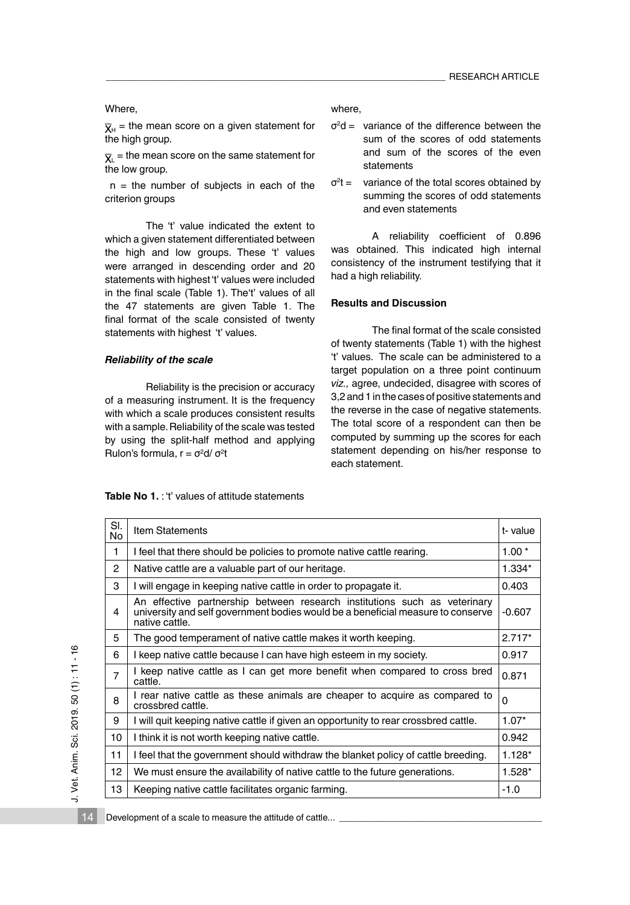Where,

$\overline{X}_H$ = the mean score on a given statement for the high group.

$\overline{X}_L$ = the mean score on the same statement for the low group.

n = the number of subjects in each of the criterion groups

The 't' value indicated the extent to which a given statement differentiated between the high and low groups. These 't' values were arranged in descending order and 20 statements with highest 't' values were included in the final scale (Table 1). The't' values of all the 47 statements are given Table 1. The final format of the scale consisted of twenty statements with highest 't' values.

### *Reliability of the scale*

Reliability is the precision or accuracy of a measuring instrument. It is the frequency with which a scale produces consistent results with a sample. Reliability of the scale was tested by using the split-half method and applying Rulon's formula, $r = \sigma^2 d / \sigma^2 t$

where,

$\sigma^2 d$ = variance of the difference between the sum of the scores of odd statements and sum of the scores of the even statements

$\sigma^2 t$ = variance of the total scores obtained by summing the scores of odd statements and even statements

A reliability coefficient of 0.896 was obtained. This indicated high internal consistency of the instrument testifying that it had a high reliability.

### **Results and Discussion**

The final format of the scale consisted of twenty statements (Table 1) with the highest 't' values. The scale can be administered to a target population on a three point continuum *viz.,* agree, undecided, disagree with scores of 3,2 and 1 in the cases of positive statements and the reverse in the case of negative statements. The total score of a respondent can then be computed by summing up the scores for each statement depending on his/her response to each statement.

**Table No 1.** : 't' values of attitude statements

| Sl. No | Item Statements | t- value |
|---|---|---|
| 1 | I feel that there should be policies to promote native cattle rearing. | 1.00 * |
| 2 | Native cattle are a valuable part of our heritage. | 1.334* |
| 3 | I will engage in keeping native cattle in order to propagate it. | 0.403 |
| 4 | An effective partnership between research institutions such as veterinary university and self government bodies would be a beneficial measure to conserve native cattle. | -0.607 |
| 5 | The good temperament of native cattle makes it worth keeping. | 2.717* |
| 6 | I keep native cattle because I can have high esteem in my society. | 0.917 |
| 7 | I keep native cattle as I can get more benefit when compared to cross bred cattle. | 0.871 |
| 8 | I rear native cattle as these animals are cheaper to acquire as compared to crossbred cattle. | 0 |
| 9 | I will quit keeping native cattle if given an opportunity to rear crossbred cattle. | 1.07* |
| 10 | I think it is not worth keeping native cattle. | 0.942 |
| 11 | I feel that the government should withdraw the blanket policy of cattle breeding. | 1.128* |
| 12 | We must ensure the availability of native cattle to the future generations. | 1.528* |
| 13 | Keeping native cattle facilitates organic farming. | -1.0 |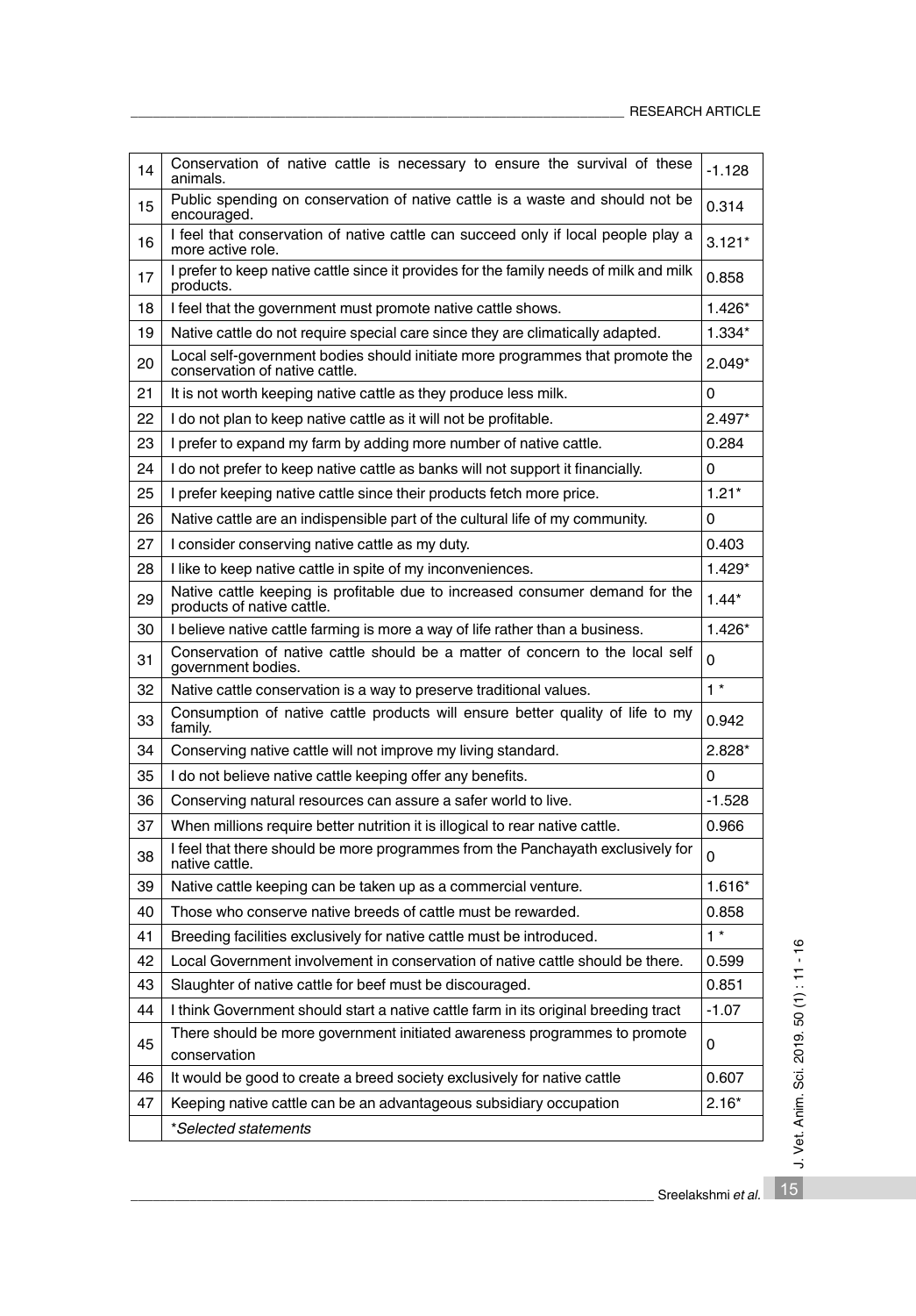| 14 | Conservation of native cattle is necessary to ensure the survival of these animals. | -1.128 |
|---|---|---|
| 15 | Public spending on conservation of native cattle is a waste and should not be encouraged. | 0.314 |
| 16 | I feel that conservation of native cattle can succeed only if local people play a more active role. | 3.121* |
| 17 | I prefer to keep native cattle since it provides for the family needs of milk and milk products. | 0.858 |
| 18 | I feel that the government must promote native cattle shows. | 1.426* |
| 19 | Native cattle do not require special care since they are climatically adapted. | 1.334* |
| 20 | Local self-government bodies should initiate more programmes that promote the conservation of native cattle. | 2.049* |
| 21 | It is not worth keeping native cattle as they produce less milk. | 0 |
| 22 | I do not plan to keep native cattle as it will not be profitable. | 2.497* |
| 23 | I prefer to expand my farm by adding more number of native cattle. | 0.284 |
| 24 | I do not prefer to keep native cattle as banks will not support it financially. | 0 |
| 25 | I prefer keeping native cattle since their products fetch more price. | 1.21* |
| 26 | Native cattle are an indispensible part of the cultural life of my community. | 0 |
| 27 | I consider conserving native cattle as my duty. | 0.403 |
| 28 | I like to keep native cattle in spite of my inconveniences. | 1.429* |
| 29 | Native cattle keeping is profitable due to increased consumer demand for the products of native cattle. | 1.44* |
| 30 | I believe native cattle farming is more a way of life rather than a business. | 1.426* |
| 31 | Conservation of native cattle should be a matter of concern to the local self government bodies. | 0 |
| 32 | Native cattle conservation is a way to preserve traditional values. | 1 * |
| 33 | Consumption of native cattle products will ensure better quality of life to my family. | 0.942 |
| 34 | Conserving native cattle will not improve my living standard. | 2.828* |
| 35 | I do not believe native cattle keeping offer any benefits. | 0 |
| 36 | Conserving natural resources can assure a safer world to live. | -1.528 |
| 37 | When millions require better nutrition it is illogical to rear native cattle. | 0.966 |
| 38 | I feel that there should be more programmes from the Panchayath exclusively for native cattle. | 0 |
| 39 | Native cattle keeping can be taken up as a commercial venture. | 1.616* |
| 40 | Those who conserve native breeds of cattle must be rewarded. | 0.858 |
| 41 | Breeding facilities exclusively for native cattle must be introduced. | 1 * |
| 42 | Local Government involvement in conservation of native cattle should be there. | 0.599 |
| 43 | Slaughter of native cattle for beef must be discouraged. | 0.851 |
| 44 | I think Government should start a native cattle farm in its original breeding tract | -1.07 |
| 45 | There should be more government initiated awareness programmes to promote conservation | 0 |
| 46 | It would be good to create a breed society exclusively for native cattle | 0.607 |
| 47 | Keeping native cattle can be an advantageous subsidiary occupation | 2.16* |
| | *Selected statements* | |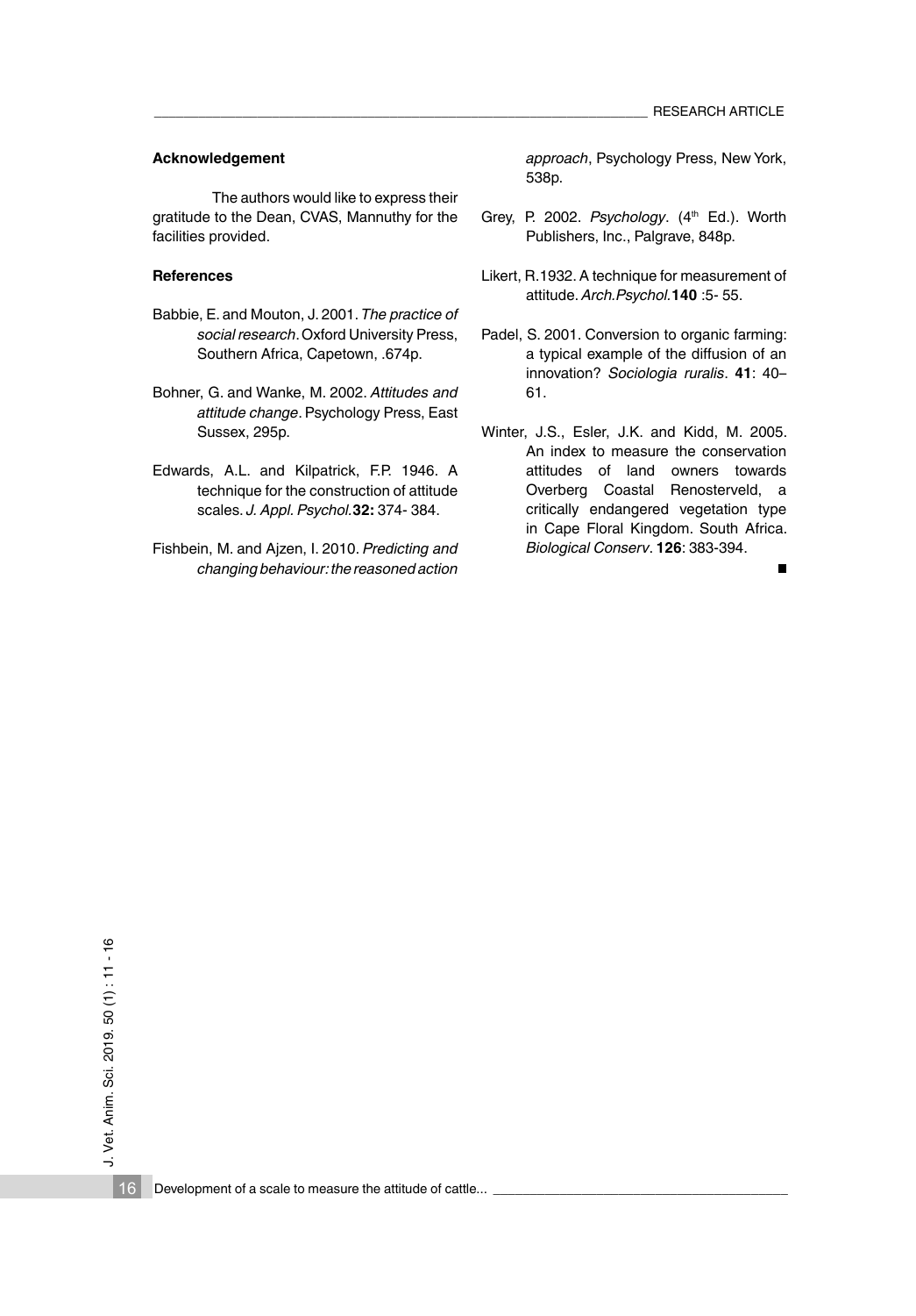## Acknowledgement

The authors would like to express their gratitude to the Dean, CVAS, Mannuthy for the facilities provided.

## References

Babbie, E. and Mouton, J. 2001. *The practice of social research*. Oxford University Press, Southern Africa, Capetown, .674p.

Bohner, G. and Wanke, M. 2002. *Attitudes and attitude change*. Psychology Press, East Sussex, 295p.

Edwards, A.L. and Kilpatrick, F.P. 1946. A technique for the construction of attitude scales. *J. Appl. Psychol.* **32:** 374- 384.

Fishbein, M. and Ajzen, I. 2010. *Predicting and changing behaviour: the reasoned action approach*, Psychology Press, New York, 538p.

Grey, P. 2002. *Psychology*. (4th Ed.). Worth Publishers, Inc., Palgrave, 848p.

Likert, R.1932. A technique for measurement of attitude. *Arch.Psychol.* **140** :5- 55.

Padel, S. 2001. Conversion to organic farming: a typical example of the diffusion of an innovation? *Sociologia ruralis*. **41**: 40–61.

Winter, J.S., Esler, J.K. and Kidd, M. 2005. An index to measure the conservation attitudes of land owners towards Overberg Coastal Renosterveld, a critically endangered vegetation type in Cape Floral Kingdom. South Africa. *Biological Conserv*. **126**: 383-394.